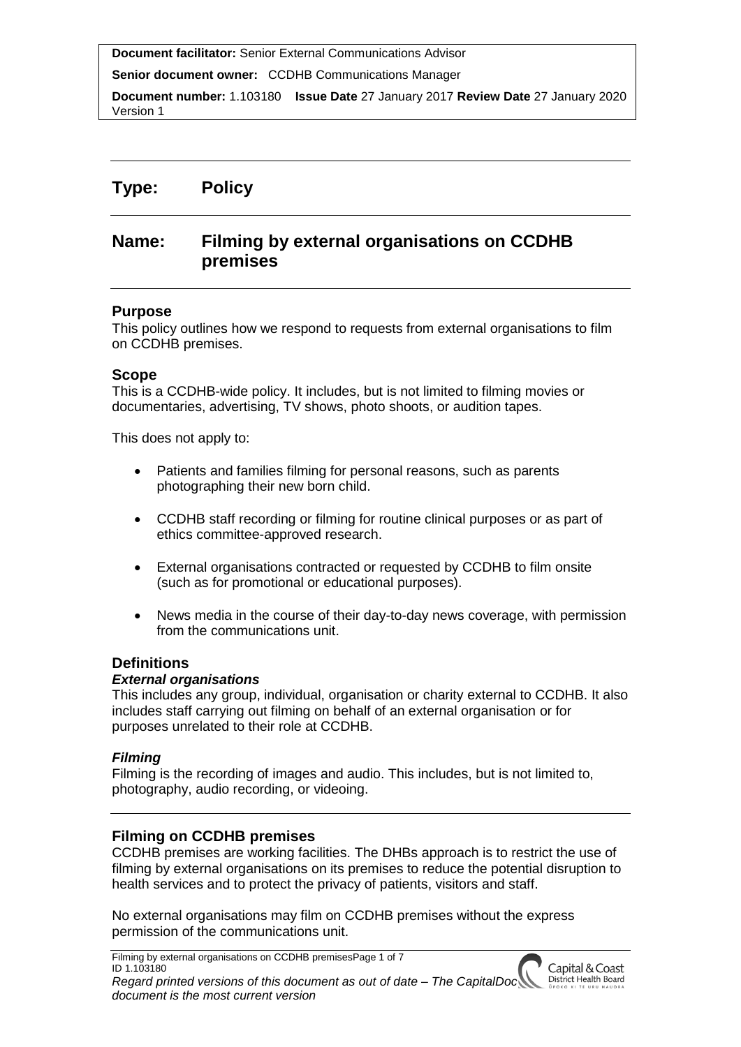**Document facilitator:** Senior External Communications Advisor

**Senior document owner:** CCDHB Communications Manager

**Document number:** 1.103180 **Issue Date** 27 January 2017 **Review Date** 27 January 2020 Version 1

# Type: Policy

# Name: Filming by external organisations on CCDHB premises

## Purpose

This policy outlines how we respond to requests from external organisations to film on CCDHB premises.

## Scope

This is a CCDHB-wide policy. It includes, but is not limited to filming movies or documentaries, advertising, TV shows, photo shoots, or audition tapes.

This does not apply to:

- Patients and families filming for personal reasons, such as parents photographing their new born child.
- CCDHB staff recording or filming for routine clinical purposes or as part of ethics committee-approved research.
- External organisations contracted or requested by CCDHB to film onsite (such as for promotional or educational purposes).
- News media in the course of their day-to-day news coverage, with permission from the communications unit.

## Definitions

### *External organisations*

This includes any group, individual, organisation or charity external to CCDHB. It also includes staff carrying out filming on behalf of an external organisation or for purposes unrelated to their role at CCDHB.

### *Filming*

Filming is the recording of images and audio. This includes, but is not limited to, photography, audio recording, or videoing.

## Filming on CCDHB premises

CCDHB premises are working facilities. The DHBs approach is to restrict the use of filming by external organisations on its premises to reduce the potential disruption to health services and to protect the privacy of patients, visitors and staff.

No external organisations may film on CCDHB premises without the express permission of the communications unit.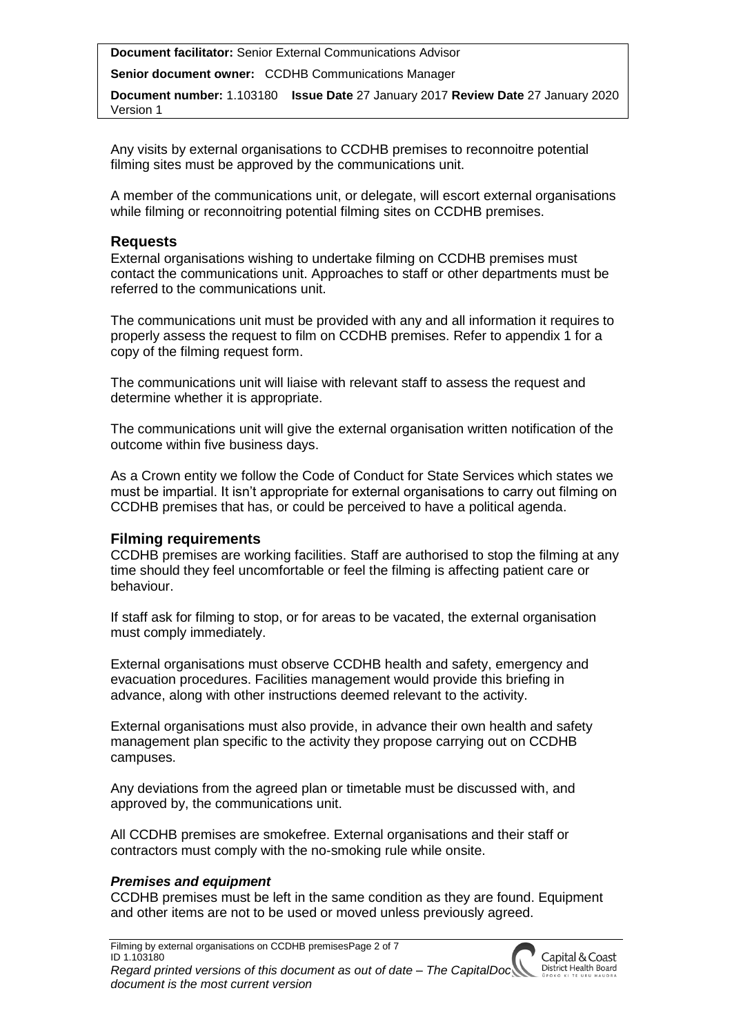Any visits by external organisations to CCDHB premises to reconnoitre potential filming sites must be approved by the communications unit.

A member of the communications unit, or delegate, will escort external organisations while filming or reconnoitring potential filming sites on CCDHB premises.

## Requests

External organisations wishing to undertake filming on CCDHB premises must contact the communications unit. Approaches to staff or other departments must be referred to the communications unit.

The communications unit must be provided with any and all information it requires to properly assess the request to film on CCDHB premises. Refer to appendix 1 for a copy of the filming request form.

The communications unit will liaise with relevant staff to assess the request and determine whether it is appropriate.

The communications unit will give the external organisation written notification of the outcome within five business days.

As a Crown entity we follow the Code of Conduct for State Services which states we must be impartial. It isn't appropriate for external organisations to carry out filming on CCDHB premises that has, or could be perceived to have a political agenda.

## Filming requirements

CCDHB premises are working facilities. Staff are authorised to stop the filming at any time should they feel uncomfortable or feel the filming is affecting patient care or behaviour.

If staff ask for filming to stop, or for areas to be vacated, the external organisation must comply immediately.

External organisations must observe CCDHB health and safety, emergency and evacuation procedures. Facilities management would provide this briefing in advance, along with other instructions deemed relevant to the activity.

External organisations must also provide, in advance their own health and safety management plan specific to the activity they propose carrying out on CCDHB campuses.

Any deviations from the agreed plan or timetable must be discussed with, and approved by, the communications unit.

All CCDHB premises are smokefree. External organisations and their staff or contractors must comply with the no-smoking rule while onsite.

### *Premises and equipment*

CCDHB premises must be left in the same condition as they are found. Equipment and other items are not to be used or moved unless previously agreed.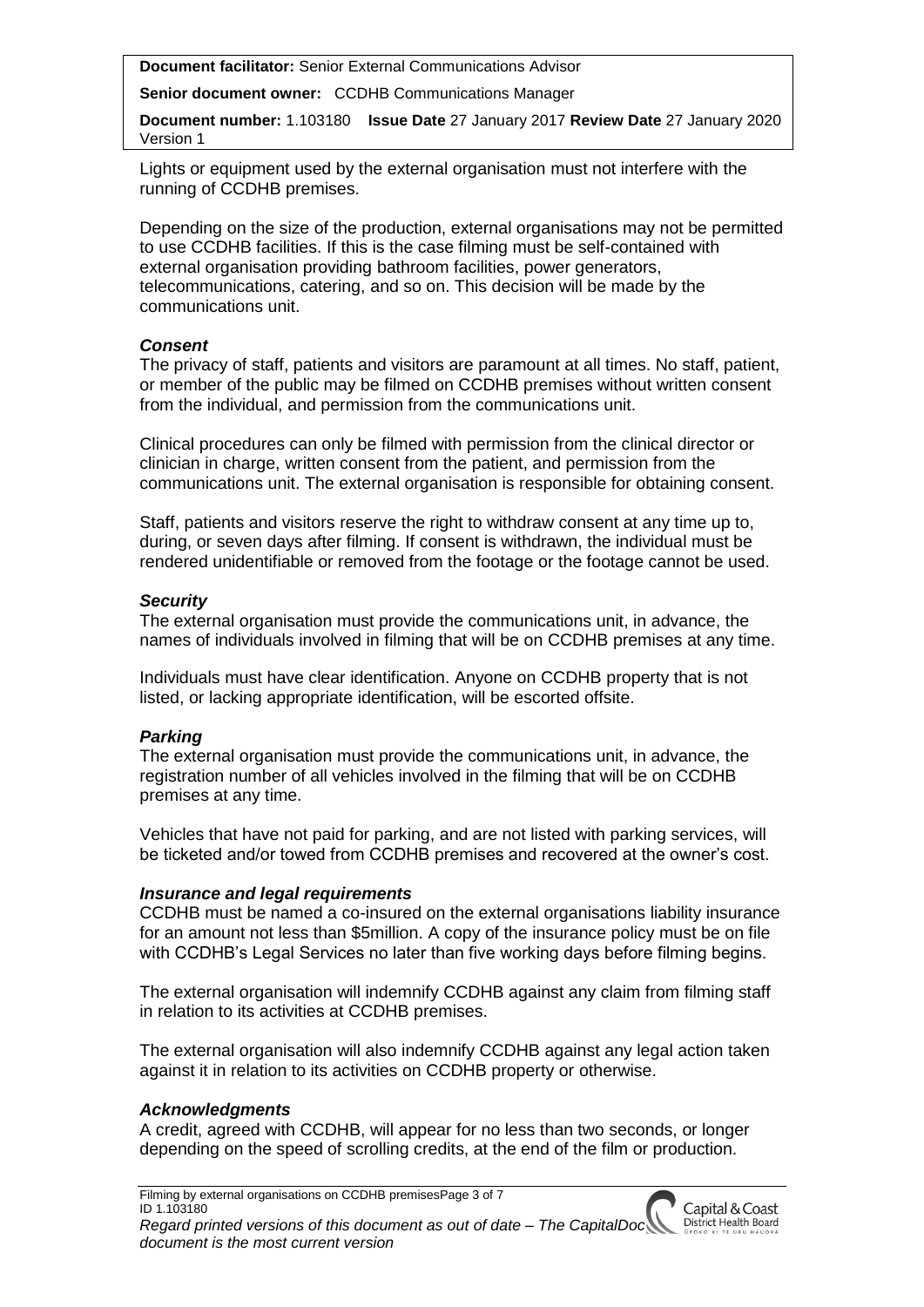Lights or equipment used by the external organisation must not interfere with the running of CCDHB premises.

Depending on the size of the production, external organisations may not be permitted to use CCDHB facilities. If this is the case filming must be self-contained with external organisation providing bathroom facilities, power generators, telecommunications, catering, and so on. This decision will be made by the communications unit.

### *Consent*

The privacy of staff, patients and visitors are paramount at all times. No staff, patient, or member of the public may be filmed on CCDHB premises without written consent from the individual, and permission from the communications unit.

Clinical procedures can only be filmed with permission from the clinical director or clinician in charge, written consent from the patient, and permission from the communications unit. The external organisation is responsible for obtaining consent.

Staff, patients and visitors reserve the right to withdraw consent at any time up to, during, or seven days after filming. If consent is withdrawn, the individual must be rendered unidentifiable or removed from the footage or the footage cannot be used.

### *Security*

The external organisation must provide the communications unit, in advance, the names of individuals involved in filming that will be on CCDHB premises at any time.

Individuals must have clear identification. Anyone on CCDHB property that is not listed, or lacking appropriate identification, will be escorted offsite.

### *Parking*

The external organisation must provide the communications unit, in advance, the registration number of all vehicles involved in the filming that will be on CCDHB premises at any time.

Vehicles that have not paid for parking, and are not listed with parking services, will be ticketed and/or towed from CCDHB premises and recovered at the owner's cost.

### *Insurance and legal requirements*

CCDHB must be named a co-insured on the external organisations liability insurance for an amount not less than $5million. A copy of the insurance policy must be on file with CCDHB's Legal Services no later than five working days before filming begins.

The external organisation will indemnify CCDHB against any claim from filming staff in relation to its activities at CCDHB premises.

The external organisation will also indemnify CCDHB against any legal action taken against it in relation to its activities on CCDHB property or otherwise.

### *Acknowledgments*

A credit, agreed with CCDHB, will appear for no less than two seconds, or longer depending on the speed of scrolling credits, at the end of the film or production.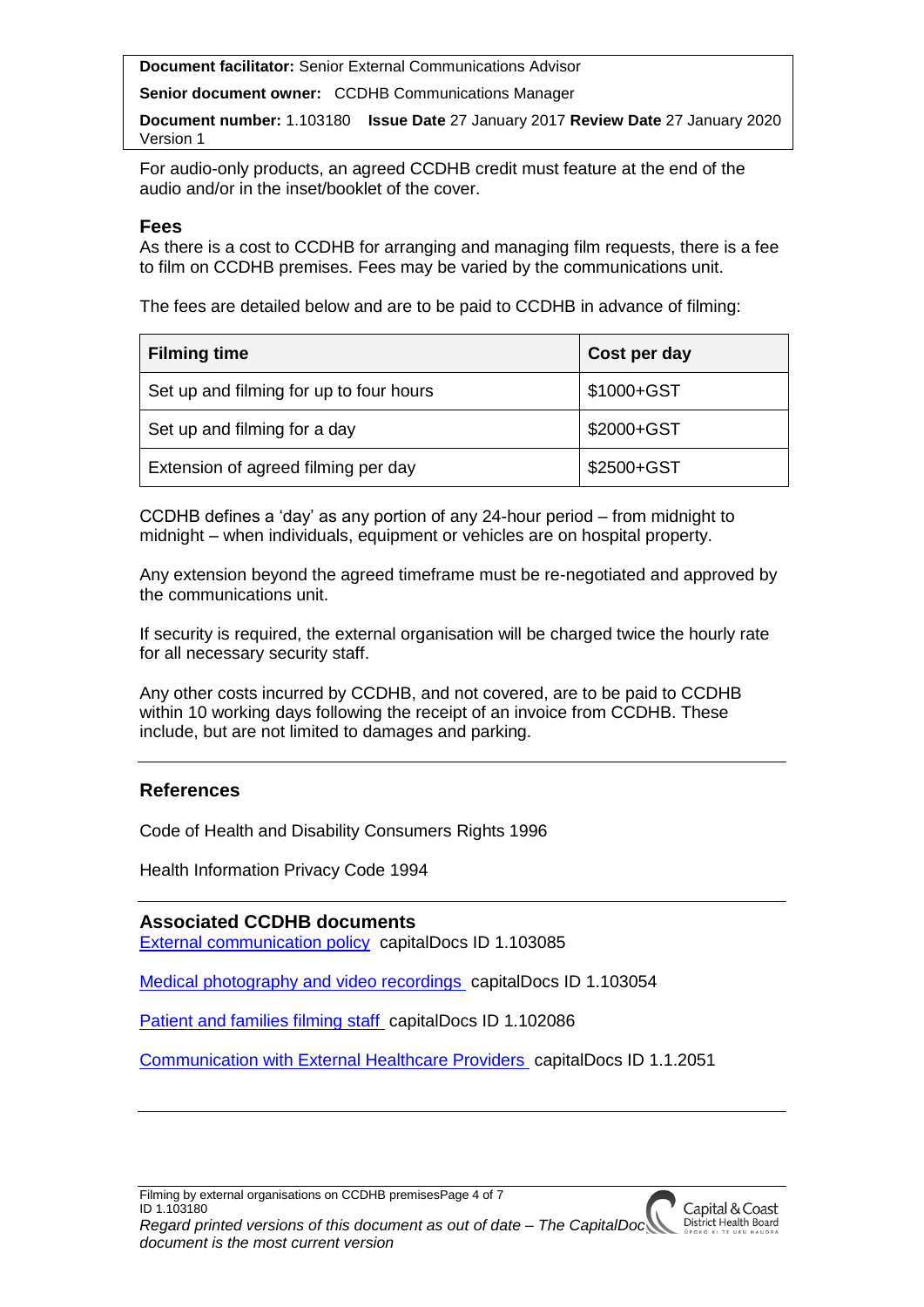For audio-only products, an agreed CCDHB credit must feature at the end of the audio and/or in the inset/booklet of the cover.

### Fees

As there is a cost to CCDHB for arranging and managing film requests, there is a fee to film on CCDHB premises. Fees may be varied by the communications unit.

The fees are detailed below and are to be paid to CCDHB in advance of filming:

| Filming time | Cost per day |
|---|---|
| Set up and filming for up to four hours | $1000+GST |
| Set up and filming for a day | $2000+GST |
| Extension of agreed filming per day | $2500+GST |

CCDHB defines a 'day' as any portion of any 24-hour period – from midnight to midnight – when individuals, equipment or vehicles are on hospital property.

Any extension beyond the agreed timeframe must be re-negotiated and approved by the communications unit.

If security is required, the external organisation will be charged twice the hourly rate for all necessary security staff.

Any other costs incurred by CCDHB, and not covered, are to be paid to CCDHB within 10 working days following the receipt of an invoice from CCDHB. These include, but are not limited to damages and parking.

---

### References

Code of Health and Disability Consumers Rights 1996

Health Information Privacy Code 1994

---

### Associated CCDHB documents

External communication policy capitalDocs ID 1.103085

Medical photography and video recordings capitalDocs ID 1.103054

Patient and families filming staff capitalDocs ID 1.102086

Communication with External Healthcare Providers capitalDocs ID 1.1.2051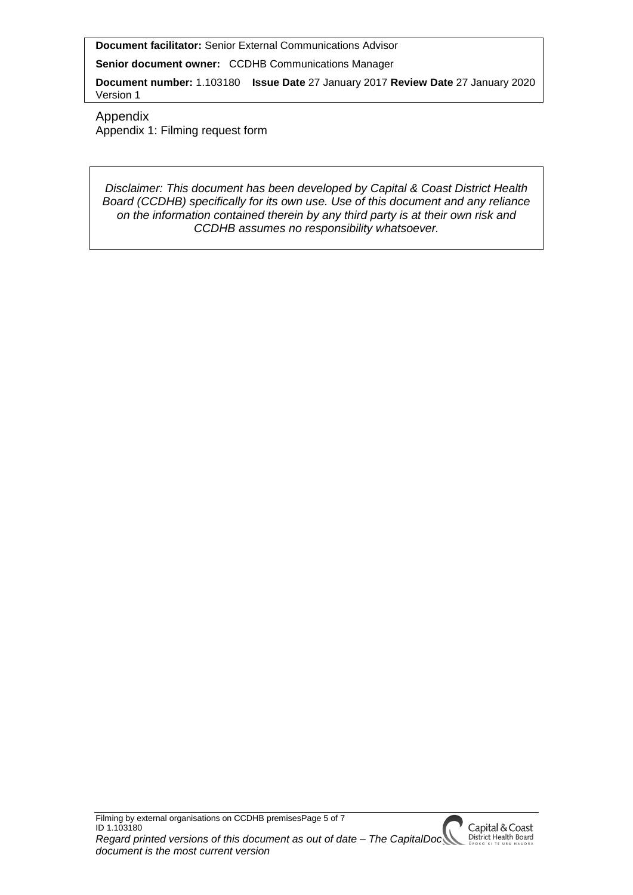**Document facilitator:** Senior External Communications Advisor

**Senior document owner:** CCDHB Communications Manager

**Document number:** 1.103180 **Issue Date** 27 January 2017 **Review Date** 27 January 2020 Version 1

## Appendix

Appendix 1: Filming request form

*Disclaimer: This document has been developed by Capital & Coast District Health Board (CCDHB) specifically for its own use. Use of this document and any reliance on the information contained therein by any third party is at their own risk and CCDHB assumes no responsibility whatsoever.*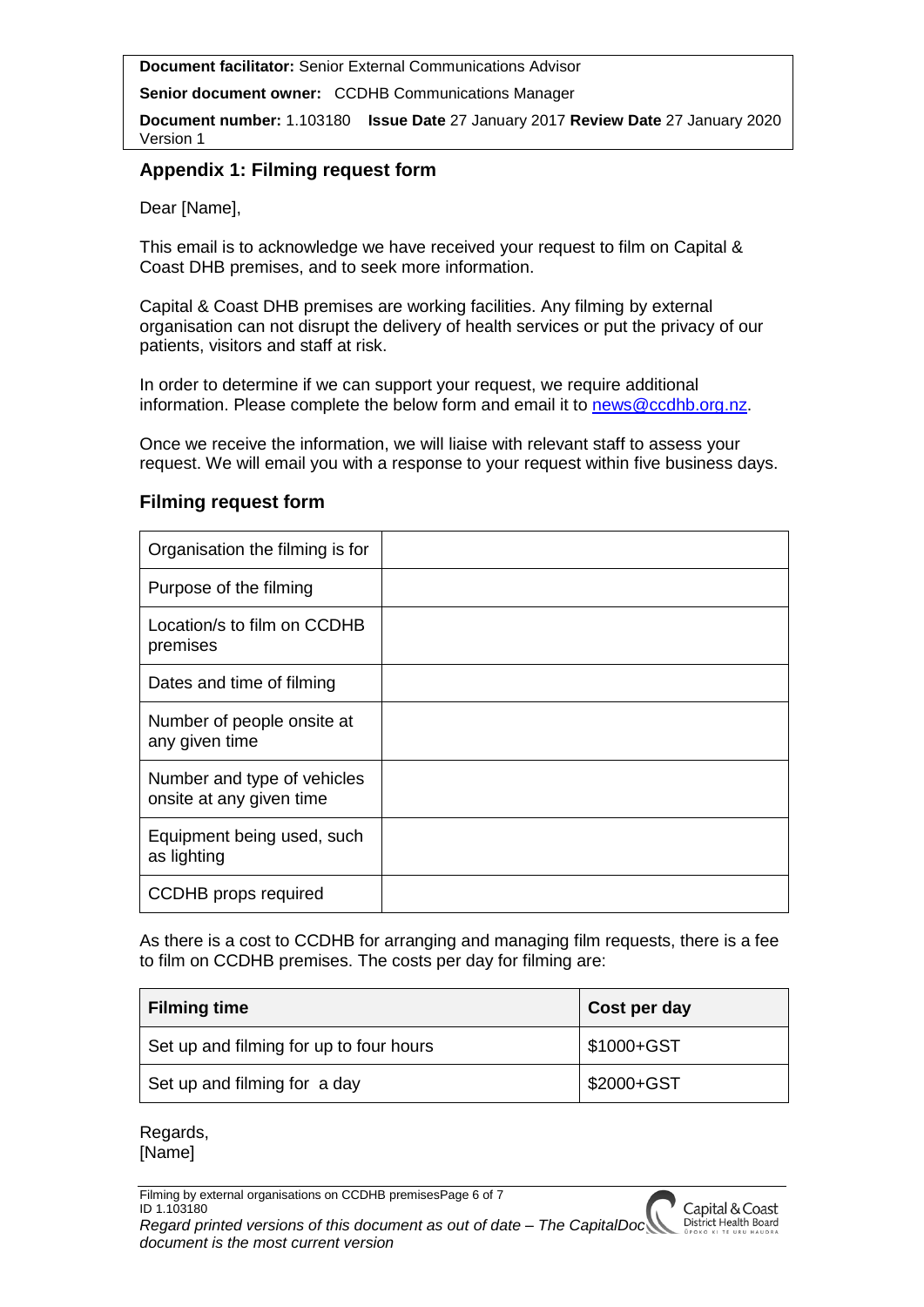**Document facilitator:** Senior External Communications Advisor

**Senior document owner:** CCDHB Communications Manager

**Document number:** 1.103180 **Issue Date** 27 January 2017 **Review Date** 27 January 2020 Version 1

## Appendix 1: Filming request form

Dear [Name],

This email is to acknowledge we have received your request to film on Capital & Coast DHB premises, and to seek more information.

Capital & Coast DHB premises are working facilities. Any filming by external organisation can not disrupt the delivery of health services or put the privacy of our patients, visitors and staff at risk.

In order to determine if we can support your request, we require additional information. Please complete the below form and email it to news@ccdhb.org.nz.

Once we receive the information, we will liaise with relevant staff to assess your request. We will email you with a response to your request within five business days.

### Filming request form

| | |
|---|---|
| Organisation the filming is for | |
| Purpose of the filming | |
| Location/s to film on CCDHB premises | |
| Dates and time of filming | |
| Number of people onsite at any given time | |
| Number and type of vehicles onsite at any given time | |
| Equipment being used, such as lighting | |
| CCDHB props required | |

As there is a cost to CCDHB for arranging and managing film requests, there is a fee to film on CCDHB premises. The costs per day for filming are:

| **Filming time** | **Cost per day** |
|---|---|
| Set up and filming for up to four hours | $1000+GST |
| Set up and filming for a day | $2000+GST |

Regards,
[Name]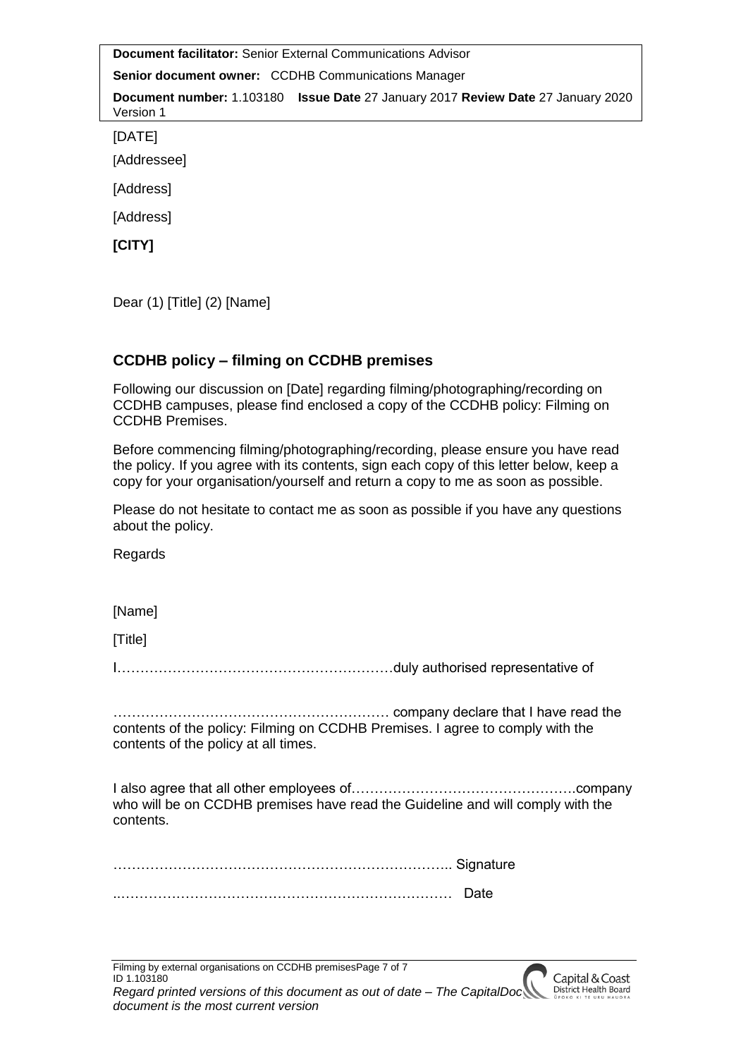**Document facilitator:** Senior External Communications Advisor

**Senior document owner:** CCDHB Communications Manager

**Document number:** 1.103180 **Issue Date** 27 January 2017 **Review Date** 27 January 2020 Version 1

[DATE]

[Addressee]

[Address]

[Address]

**[CITY]**

Dear (1) [Title] (2) [Name]

## CCDHB policy – filming on CCDHB premises

Following our discussion on [Date] regarding filming/photographing/recording on CCDHB campuses, please find enclosed a copy of the CCDHB policy: Filming on CCDHB Premises.

Before commencing filming/photographing/recording, please ensure you have read the policy. If you agree with its contents, sign each copy of this letter below, keep a copy for your organisation/yourself and return a copy to me as soon as possible.

Please do not hesitate to contact me as soon as possible if you have any questions about the policy.

Regards

[Name]

[Title]

I……………………………………………………duly authorised representative of

…………………………………………………… company declare that I have read the contents of the policy: Filming on CCDHB Premises. I agree to comply with the contents of the policy at all times.

I also agree that all other employees of………………………………………….company who will be on CCDHB premises have read the Guideline and will comply with the contents.

……………………………………………………………….. Signature

..……………………………………………………………… Date